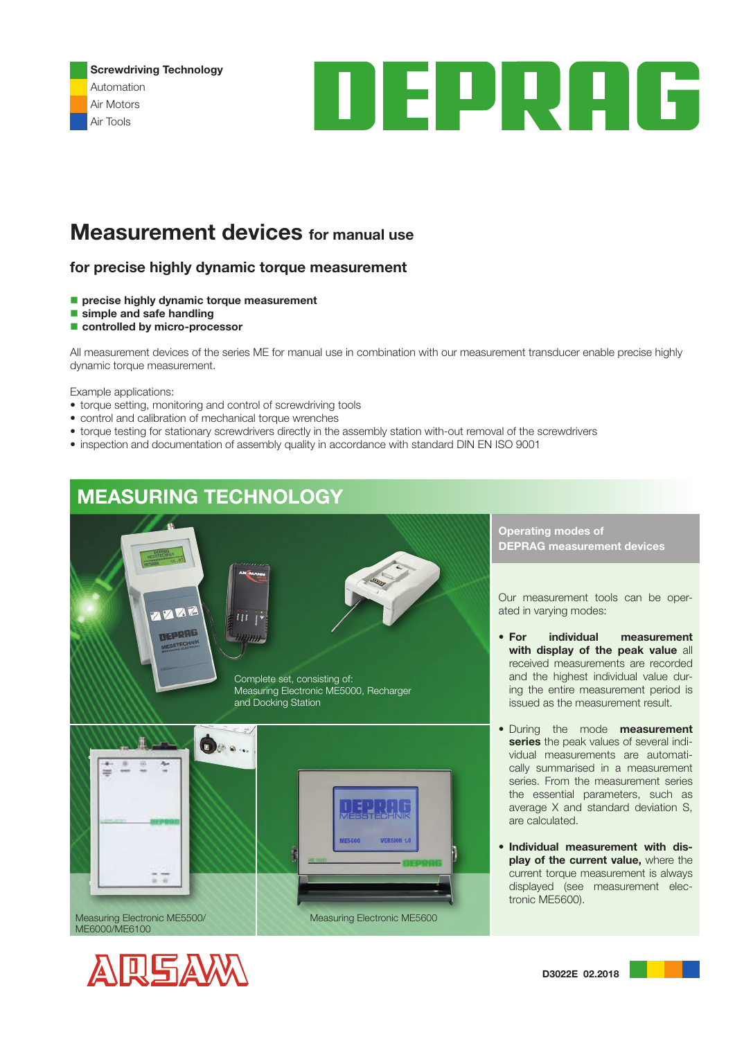Screwdriving Technology
Automation
Air Motors
Air Tools

DEPRAG

# Measurement devices for manual use

## for precise highly dynamic torque measurement

- **precise highly dynamic torque measurement**
- **simple and safe handling**
- **controlled by micro-processor**

All measurement devices of the series ME for manual use in combination with our measurement transducer enable precise highly dynamic torque measurement.

Example applications:

- torque setting, monitoring and control of screwdriving tools
- control and calibration of mechanical torque wrenches
- torque testing for stationary screwdrivers directly in the assembly station with-out removal of the screwdrivers
- inspection and documentation of assembly quality in accordance with standard DIN EN ISO 9001

## MEASURING TECHNOLOGY

Complete set, consisting of: Measuring Electronic ME5000, Recharger and Docking Station

Measuring Electronic ME5500/ ME6000/ME6100

Measuring Electronic ME5600

### Operating modes of DEPRAG measurement devices

Our measurement tools can be operated in varying modes:

- **For individual measurement with display of the peak value** all received measurements are recorded and the highest individual value during the entire measurement period is issued as the measurement result.
- During the mode **measurement series** the peak values of several individual measurements are automatically summarised in a measurement series. From the measurement series the essential parameters, such as average X and standard deviation S, are calculated.
- **Individual measurement with display of the current value,** where the current torque measurement is always displayed (see measurement electronic ME5600).

ARSAM

D3022E 02.2018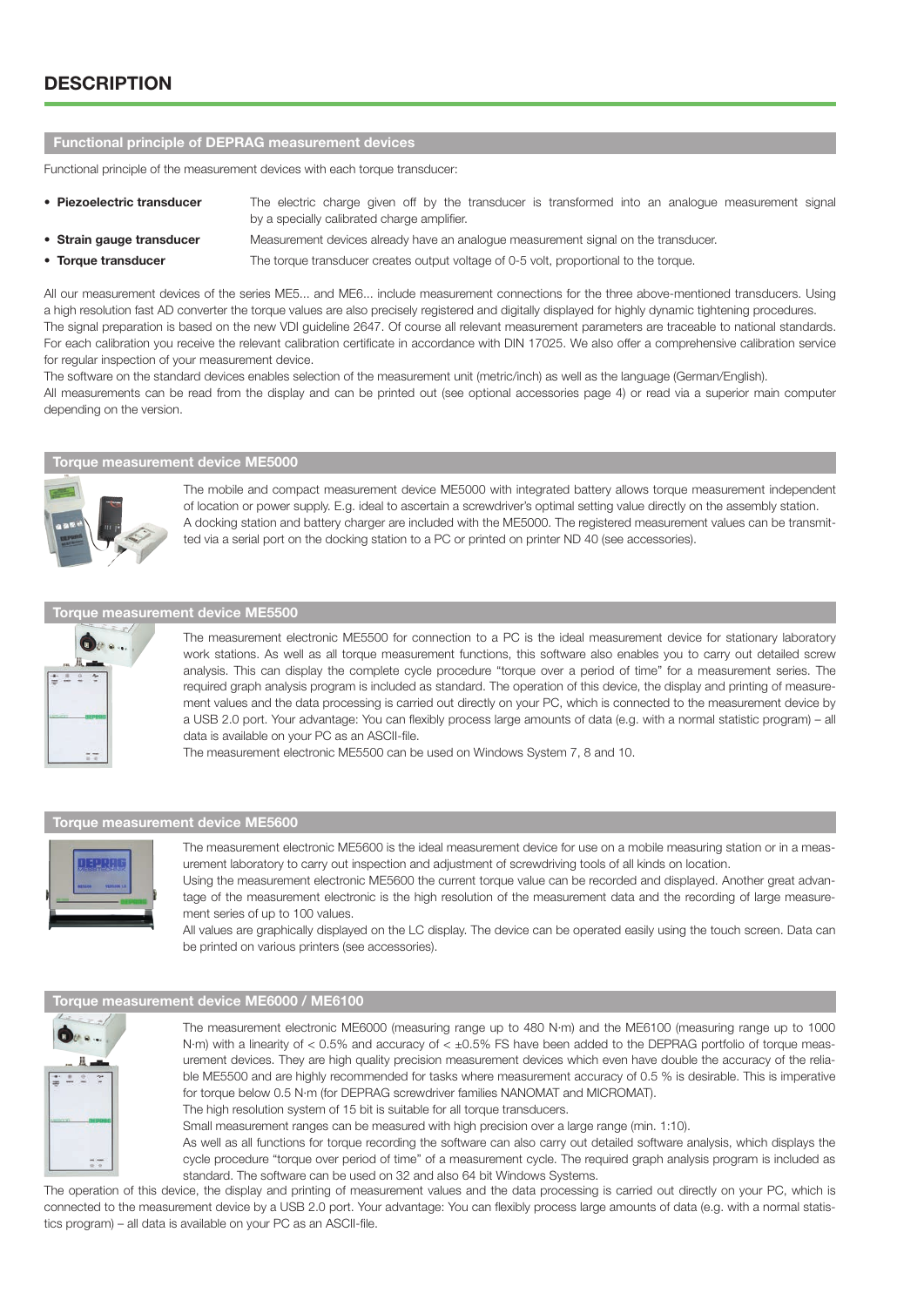# DESCRIPTION

## Functional principle of DEPRAG measurement devices

Functional principle of the measurement devices with each torque transducer:

- **Piezoelectric transducer** — The electric charge given off by the transducer is transformed into an analogue measurement signal by a specially calibrated charge amplifier.
- **Strain gauge transducer** — Measurement devices already have an analogue measurement signal on the transducer.
- **Torque transducer** — The torque transducer creates output voltage of 0-5 volt, proportional to the torque.

All our measurement devices of the series ME5... and ME6... include measurement connections for the three above-mentioned transducers. Using a high resolution fast AD converter the torque values are also precisely registered and digitally displayed for highly dynamic tightening procedures. The signal preparation is based on the new VDI guideline 2647. Of course all relevant measurement parameters are traceable to national standards. For each calibration you receive the relevant calibration certificate in accordance with DIN 17025. We also offer a comprehensive calibration service for regular inspection of your measurement device.

The software on the standard devices enables selection of the measurement unit (metric/inch) as well as the language (German/English).

All measurements can be read from the display and can be printed out (see optional accessories page 4) or read via a superior main computer depending on the version.

## Torque measurement device ME5000

The mobile and compact measurement device ME5000 with integrated battery allows torque measurement independent of location or power supply. E.g. ideal to ascertain a screwdriver's optimal setting value directly on the assembly station. A docking station and battery charger are included with the ME5000. The registered measurement values can be transmitted via a serial port on the docking station to a PC or printed on printer ND 40 (see accessories).

## Torque measurement device ME5500

The measurement electronic ME5500 for connection to a PC is the ideal measurement device for stationary laboratory work stations. As well as all torque measurement functions, this software also enables you to carry out detailed screw analysis. This can display the complete cycle procedure "torque over a period of time" for a measurement series. The required graph analysis program is included as standard. The operation of this device, the display and printing of measurement values and the data processing is carried out directly on your PC, which is connected to the measurement device by a USB 2.0 port. Your advantage: You can flexibly process large amounts of data (e.g. with a normal statistic program) – all data is available on your PC as an ASCII-file.

The measurement electronic ME5500 can be used on Windows System 7, 8 and 10.

## Torque measurement device ME5600

The measurement electronic ME5600 is the ideal measurement device for use on a mobile measuring station or in a measurement laboratory to carry out inspection and adjustment of screwdriving tools of all kinds on location.

Using the measurement electronic ME5600 the current torque value can be recorded and displayed. Another great advantage of the measurement electronic is the high resolution of the measurement data and the recording of large measurement series of up to 100 values.

All values are graphically displayed on the LC display. The device can be operated easily using the touch screen. Data can be printed on various printers (see accessories).

## Torque measurement device ME6000 / ME6100

The measurement electronic ME6000 (measuring range up to 480 N·m) and the ME6100 (measuring range up to 1000 N·m) with a linearity of < 0.5% and accuracy of < ±0.5% FS have been added to the DEPRAG portfolio of torque measurement devices. They are high quality precision measurement devices which even have double the accuracy of the reliable ME5500 and are highly recommended for tasks where measurement accuracy of 0.5 % is desirable. This is imperative for torque below 0.5 N·m (for DEPRAG screwdriver families NANOMAT and MICROMAT).

The high resolution system of 15 bit is suitable for all torque transducers.

Small measurement ranges can be measured with high precision over a large range (min. 1:10).

As well as all functions for torque recording the software can also carry out detailed software analysis, which displays the cycle procedure "torque over period of time" of a measurement cycle. The required graph analysis program is included as standard. The software can be used on 32 and also 64 bit Windows Systems.

The operation of this device, the display and printing of measurement values and the data processing is carried out directly on your PC, which is connected to the measurement device by a USB 2.0 port. Your advantage: You can flexibly process large amounts of data (e.g. with a normal statistics program) – all data is available on your PC as an ASCII-file.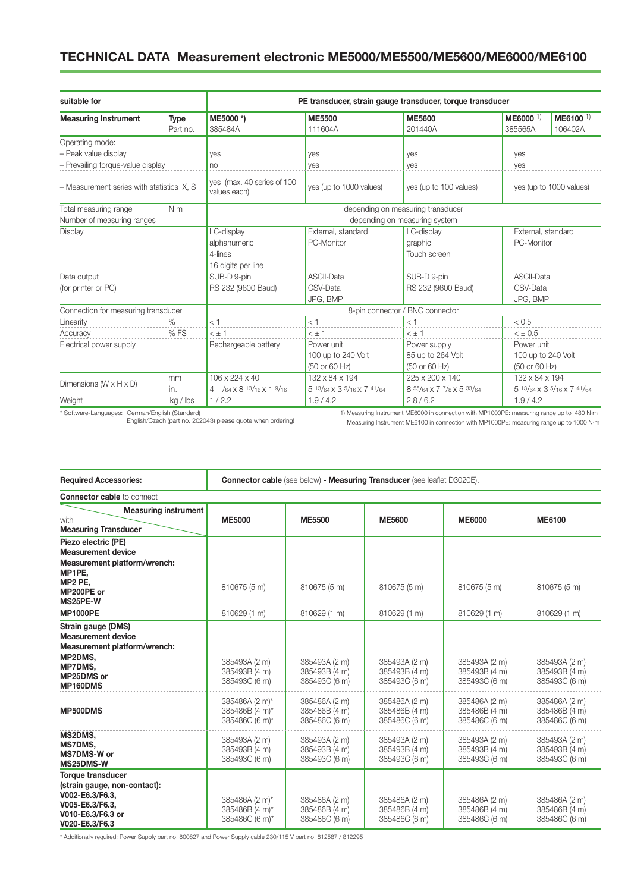## TECHNICAL DATA Measurement electronic ME5000/ME5500/ME5600/ME6000/ME6100

| suitable for | | PE transducer, strain gauge transducer, torque transducer | | | | |
|---|---|---|---|---|---|---|
| **Measuring Instrument** | **Type** Part no. | **ME5000 \*)** 385484A | **ME5500** 111604A | **ME5600** 201440A | **ME6000** [1)] 385565A | **ME6100** [1)] 106402A |
| Operating mode: | | | | | | |
| – Peak value display | | yes | yes | yes | yes | |
| – Prevailing torque-value display | | no | yes | yes | yes | |
| – Measurement series with statistics $\bar{X}$, S | | yes (max. 40 series of 100 values each) | yes (up to 1000 values) | yes (up to 100 values) | yes (up to 1000 values) | |
| Total measuring range | N·m | depending on measuring transducer | | | | |
| Number of measuring ranges | | depending on measuring system | | | | |
| Display | | LC-display alphanumeric 4-lines 16 digits per line | External, standard PC-Monitor | LC-display graphic Touch screen | External, standard PC-Monitor | |
| Data output (for printer or PC) | | SUB-D 9-pin RS 232 (9600 Baud) | ASCII-Data CSV-Data JPG, BMP | SUB-D 9-pin RS 232 (9600 Baud) | ASCII-Data CSV-Data JPG, BMP | |
| Connection for measuring transducer | | 8-pin connector / BNC connector | | | | |
| Linearity | % | < 1 | < 1 | < 1 | < 0.5 | |
| Accuracy | % FS | < ± 1 | < ± 1 | < ± 1 | < ± 0.5 | |
| Electrical power supply | | Rechargeable battery | Power unit 100 up to 240 Volt (50 or 60 Hz) | Power supply 85 up to 264 Volt (50 or 60 Hz) | Power unit 100 up to 240 Volt (50 or 60 Hz) | |
| Dimensions (W x H x D) | mm | 106 x 224 x 40 | 132 x 84 x 194 | 225 x 200 x 140 | 132 x 84 x 194 | |
| | in. | 4 11/64 x 8 13/16 x 1 9/16 | 5 13/64 x 3 5/16 x 7 41/64 | 8 55/64 x 7 7/8 x 5 33/64 | 5 13/64 x 3 5/16 x 7 41/64 | |
| Weight | kg / lbs | 1 / 2.2 | 1.9 / 4.2 | 2.8 / 6.2 | 1.9 / 4.2 | |

\* Software-Languages: German/English (Standard)
English/Czech (part no. 202043) please quote when ordering!

1) Measuring Instrument ME6000 in connection with MP1000PE: measuring range up to 480 N·m
Measuring Instrument ME6100 in connection with MP1000PE: measuring range up to 1000 N·m

| **Required Accessories:** | **Connector cable** (see below) - **Measuring Transducer** (see leaflet D3020E). | | | | |
|---|---|---|---|---|---|
| **Connector cable** to connect | | | | | |
| **Measuring instrument** with **Measuring Transducer** | **ME5000** | **ME5500** | **ME5600** | **ME6000** | **ME6100** |
| **Piezo electric (PE) Measurement device Measurement platform/wrench: MP1PE, MP2 PE, MP200PE or MS25PE-W** | 810675 (5 m) | 810675 (5 m) | 810675 (5 m) | 810675 (5 m) | 810675 (5 m) |
| **MP1000PE** | 810629 (1 m) | 810629 (1 m) | 810629 (1 m) | 810629 (1 m) | 810629 (1 m) |
| **Strain gauge (DMS) Measurement device Measurement platform/wrench: MP2DMS, MP7DMS, MP25DMS or MP160DMS** | 385493A (2 m) 385493B (4 m) 385493C (6 m) | 385493A (2 m) 385493B (4 m) 385493C (6 m) | 385493A (2 m) 385493B (4 m) 385493C (6 m) | 385493A (2 m) 385493B (4 m) 385493C (6 m) | 385493A (2 m) 385493B (4 m) 385493C (6 m) |
| **MP500DMS** | 385486A (2 m)\* 385486B (4 m)\* 385486C (6 m)\* | 385486A (2 m) 385486B (4 m) 385486C (6 m) | 385486A (2 m) 385486B (4 m) 385486C (6 m) | 385486A (2 m) 385486B (4 m) 385486C (6 m) | 385486A (2 m) 385486B (4 m) 385486C (6 m) |
| **MS2DMS, MS7DMS, MS7DMS-W or MS25DMS-W** | 385493A (2 m) 385493B (4 m) 385493C (6 m) | 385493A (2 m) 385493B (4 m) 385493C (6 m) | 385493A (2 m) 385493B (4 m) 385493C (6 m) | 385493A (2 m) 385493B (4 m) 385493C (6 m) | 385493A (2 m) 385493B (4 m) 385493C (6 m) |
| **Torque transducer (strain gauge, non-contact): V002-E6.3/F6.3, V005-E6.3/F6.3, V010-E6.3/F6.3 or V020-E6.3/F6.3** | 385486A (2 m)\* 385486B (4 m)\* 385486C (6 m)\* | 385486A (2 m) 385486B (4 m) 385486C (6 m) | 385486A (2 m) 385486B (4 m) 385486C (6 m) | 385486A (2 m) 385486B (4 m) 385486C (6 m) | 385486A (2 m) 385486B (4 m) 385486C (6 m) |

\* Additionally required: Power Supply part no. 800827 and Power Supply cable 230/115 V part no. 812587 / 812295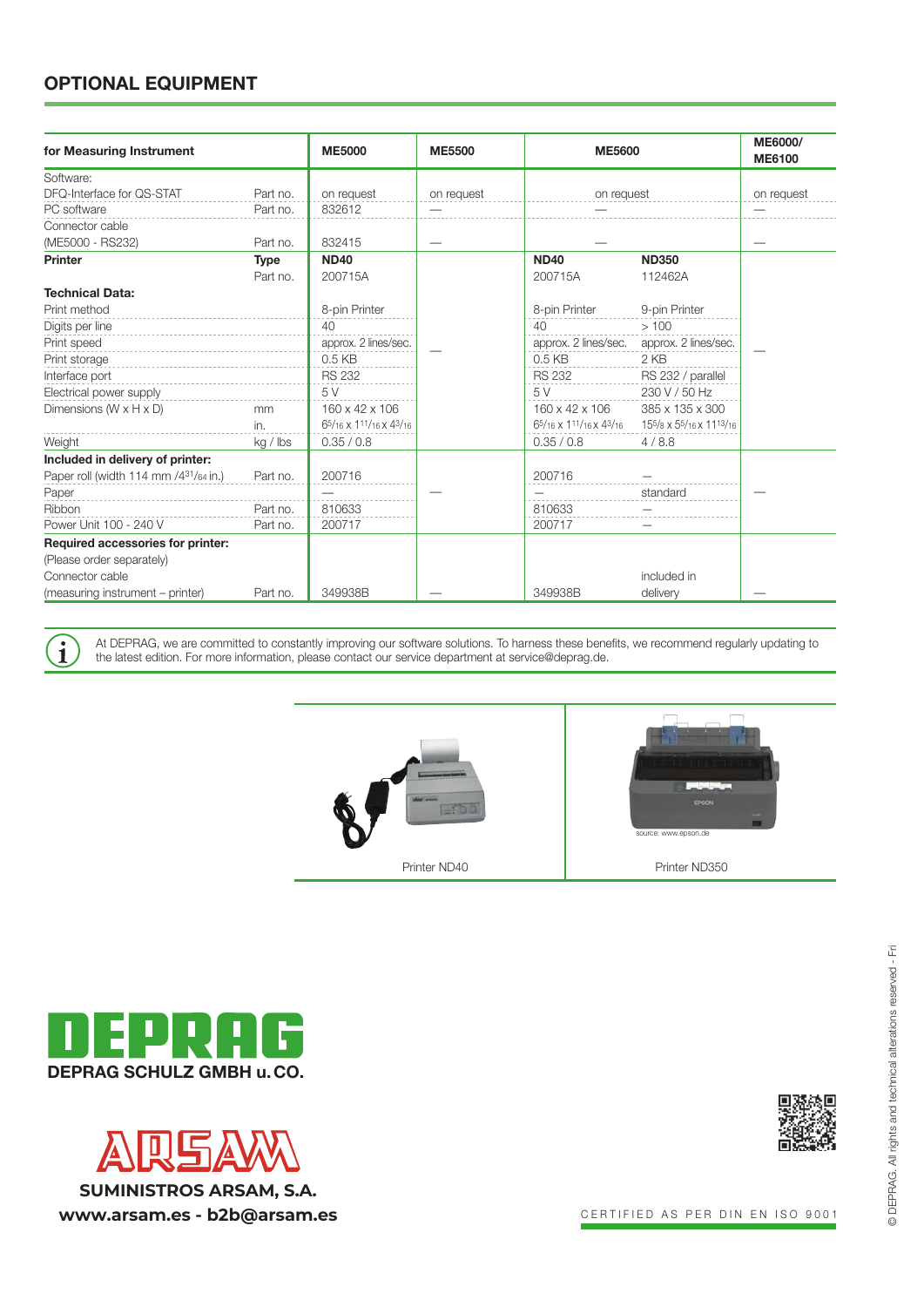## OPTIONAL EQUIPMENT

| for Measuring Instrument | | ME5000 | ME5500 | ME5600 | | ME6000/ ME6100 |
|---|---|---|---|---|---|---|
| Software: | | | | | | |
| DFQ-Interface for QS-STAT | Part no. | on request | on request | on request | | on request |
| PC software | Part no. | 832612 | — | — | | — |
| Connector cable (ME5000 - RS232) | Part no. | 832415 | — | — | | — |
| **Printer** | **Type** | **ND40** | | **ND40** | **ND350** | |
| | Part no. | 200715A | | 200715A | 112462A | |
| **Technical Data:** | | | | | | |
| Print method | | 8-pin Printer | | 8-pin Printer | 9-pin Printer | |
| Digits per line | | 40 | | 40 | > 100 | |
| Print speed | | approx. 2 lines/sec. | — | approx. 2 lines/sec. | approx. 2 lines/sec. | — |
| Print storage | | 0.5 KB | | 0.5 KB | 2 KB | |
| Interface port | | RS 232 | | RS 232 | RS 232 / parallel | |
| Electrical power supply | | 5 V | | 5 V | 230 V / 50 Hz | |
| Dimensions (W x H x D) | mm | 160 x 42 x 106 | | 160 x 42 x 106 | 385 x 135 x 300 | |
| | in. | 6 5/16 x 1 11/16 x 4 3/16 | | 6 5/16 x 1 11/16 x 4 3/16 | 15 5/8 x 5 5/16 x 11 13/16 | |
| Weight | kg / lbs | 0.35 / 0.8 | | 0.35 / 0.8 | 4 / 8.8 | |
| **Included in delivery of printer:** | | | | | | |
| Paper roll (width 114 mm /4 31/64 in.) | Part no. | 200716 | | 200716 | — | |
| Paper | | — | — | — | standard | — |
| Ribbon | Part no. | 810633 | | 810633 | — | |
| Power Unit 100 - 240 V | Part no. | 200717 | | 200717 | — | |
| **Required accessories for printer:** (Please order separately) | | | | | | |
| Connector cable (measuring instrument – printer) | Part no. | 349938B | — | 349938B | included in delivery | — |

At DEPRAG, we are committed to constantly improving our software solutions. To harness these benefits, we recommend regularly updating to the latest edition. For more information, please contact our service department at service@deprag.de.

Printer ND40

source: www.epson.de

Printer ND350

DEPRAG

DEPRAG SCHULZ GMBH u. CO.

ARSAM

SUMINISTROS ARSAM, S.A.

www.arsam.es - b2b@arsam.es

CERTIFIED AS PER DIN EN ISO 9001

© DEPRAG. All rights and technical alterations reserved - Fri